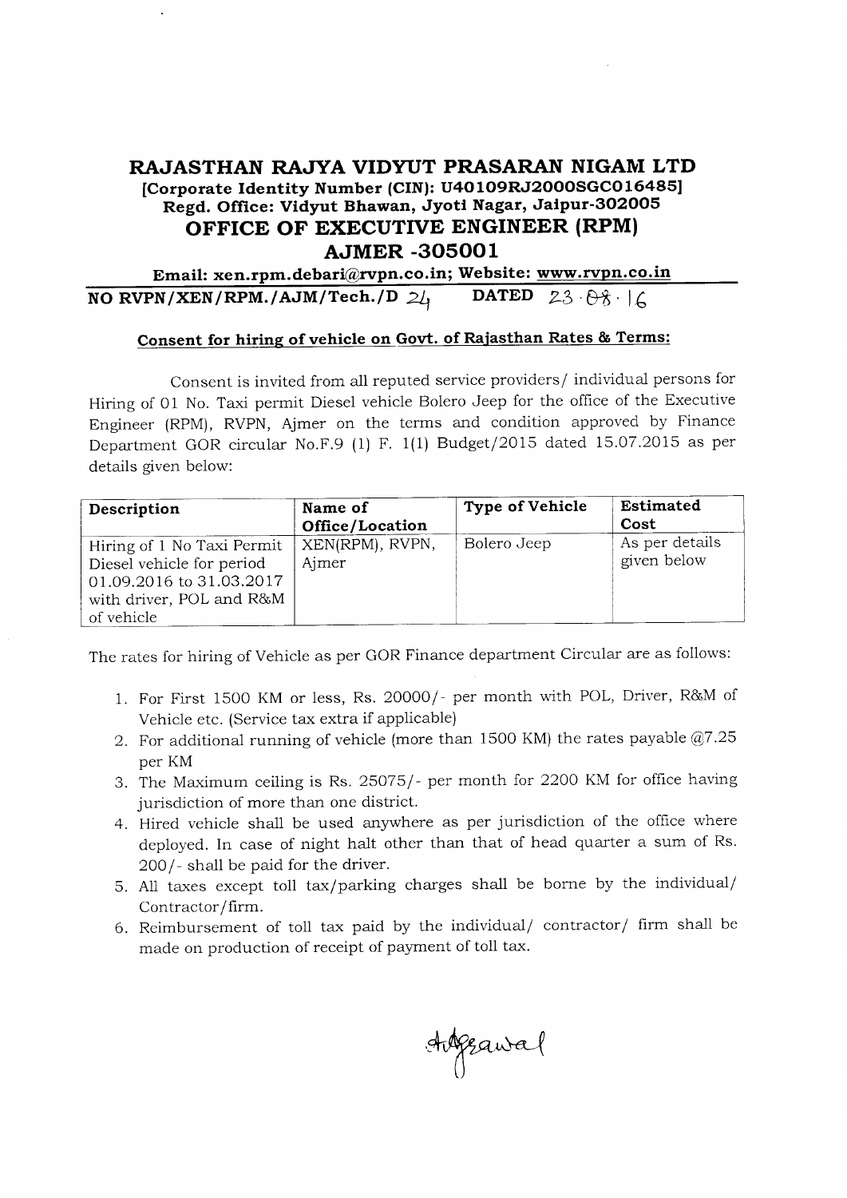# RAJASTHAN RAJYA VIDYUT PRASARAN NIGAM LTD

**[Corporate Identity Number (CIN): U40109RJ2000SGC016485]**

**Regd. Office: Vidyut Bhawan, Jyoti Nagar, Jaipur-302005**

## OFFICE OF EXECUTIVE ENGINEER (RPM)

## AJMER -305001

**Email: xen.rpm.debari@rvpn.co.in; Website: www.rvpn.co.in**

**NO RVPN/XEN/RPM./AJM/Tech./D 24 DATED 23.08.16**

### Consent for hiring of vehicle on Govt. of Rajasthan Rates & Terms:

Consent is invited from all reputed service providers/ individual persons for Hiring of 01 No. Taxi permit Diesel vehicle Bolero Jeep for the office of the Executive Engineer (RPM), RVPN, Ajmer on the terms and condition approved by Finance Department GOR circular No.F.9 (1) F. 1(1) Budget/2015 dated 15.07.2015 as per details given below:

| Description | Name of Office/Location | Type of Vehicle | Estimated Cost |
|---|---|---|---|
| Hiring of 1 No Taxi Permit Diesel vehicle for period 01.09.2016 to 31.03.2017 with driver, POL and R&M of vehicle | XEN(RPM), RVPN, Ajmer | Bolero Jeep | As per details given below |

The rates for hiring of Vehicle as per GOR Finance department Circular are as follows:

1. For First 1500 KM or less, Rs. 20000/- per month with POL, Driver, R&M of Vehicle etc. (Service tax extra if applicable)
2. For additional running of vehicle (more than 1500 KM) the rates payable @7.25 per KM
3. The Maximum ceiling is Rs. 25075/- per month for 2200 KM for office having jurisdiction of more than one district.
4. Hired vehicle shall be used anywhere as per jurisdiction of the office where deployed. In case of night halt other than that of head quarter a sum of Rs. 200/- shall be paid for the driver.
5. All taxes except toll tax/parking charges shall be borne by the individual/ Contractor/firm.
6. Reimbursement of toll tax paid by the individual/ contractor/ firm shall be made on production of receipt of payment of toll tax.

Aggrawal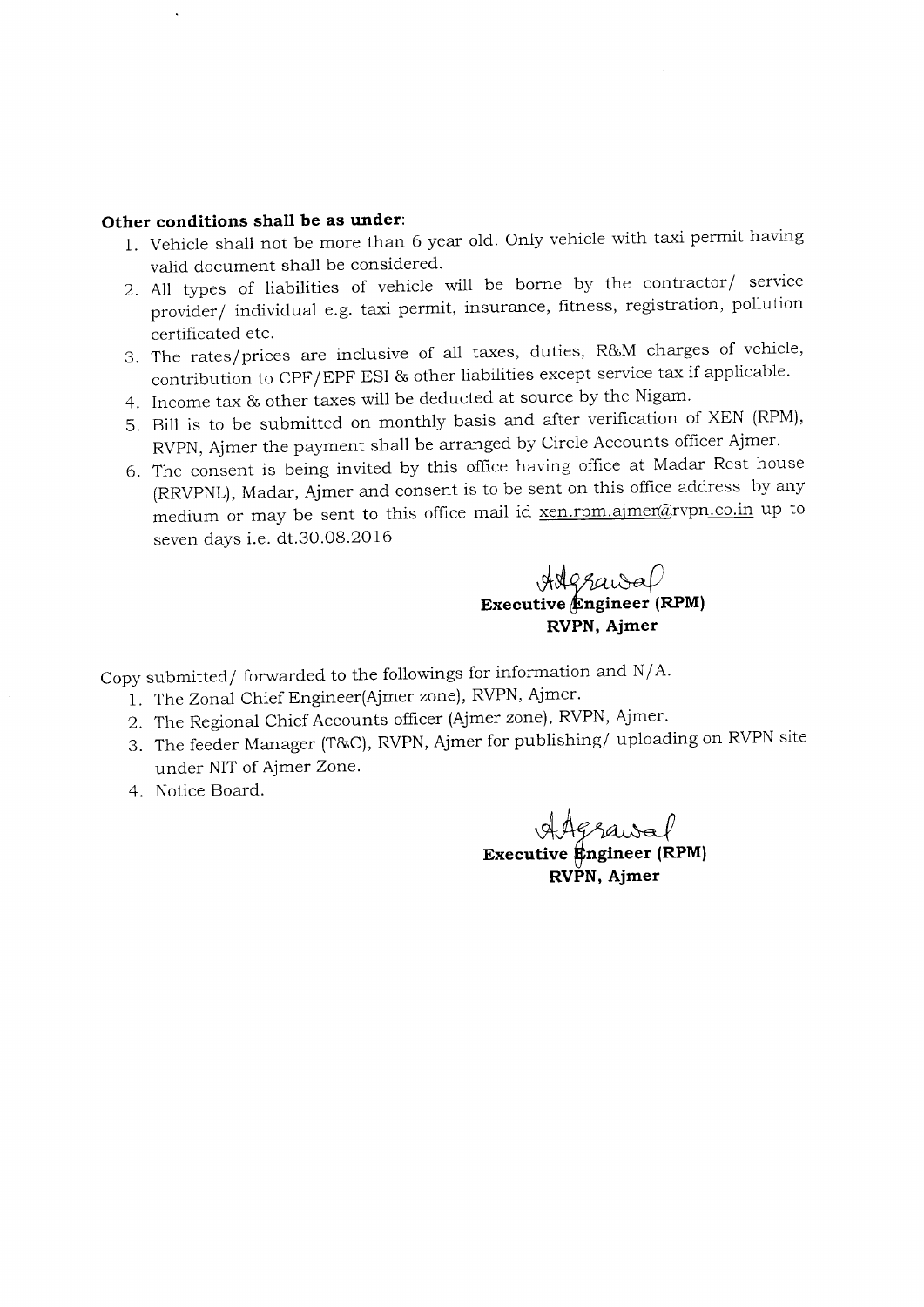**Other conditions shall be as under**:-

1. Vehicle shall not be more than 6 year old. Only vehicle with taxi permit having valid document shall be considered.
2. All types of liabilities of vehicle will be borne by the contractor/ service provider/ individual e.g. taxi permit, insurance, fitness, registration, pollution certificated etc.
3. The rates/prices are inclusive of all taxes, duties, R&M charges of vehicle, contribution to CPF/EPF ESI & other liabilities except service tax if applicable.
4. Income tax & other taxes will be deducted at source by the Nigam.
5. Bill is to be submitted on monthly basis and after verification of XEN (RPM), RVPN, Ajmer the payment shall be arranged by Circle Accounts officer Ajmer.
6. The consent is being invited by this office having office at Madar Rest house (RRVPNL), Madar, Ajmer and consent is to be sent on this office address by any medium or may be sent to this office mail id xen.rpm.ajmer@rvpn.co.in up to seven days i.e. dt.30.08.2016

Aggrawal
**Executive Engineer (RPM)**
**RVPN, Ajmer**

Copy submitted/ forwarded to the followings for information and N/A.

1. The Zonal Chief Engineer(Ajmer zone), RVPN, Ajmer.
2. The Regional Chief Accounts officer (Ajmer zone), RVPN, Ajmer.
3. The feeder Manager (T&C), RVPN, Ajmer for publishing/ uploading on RVPN site under NIT of Ajmer Zone.
4. Notice Board.

Aggrawal
**Executive Engineer (RPM)**
**RVPN, Ajmer**